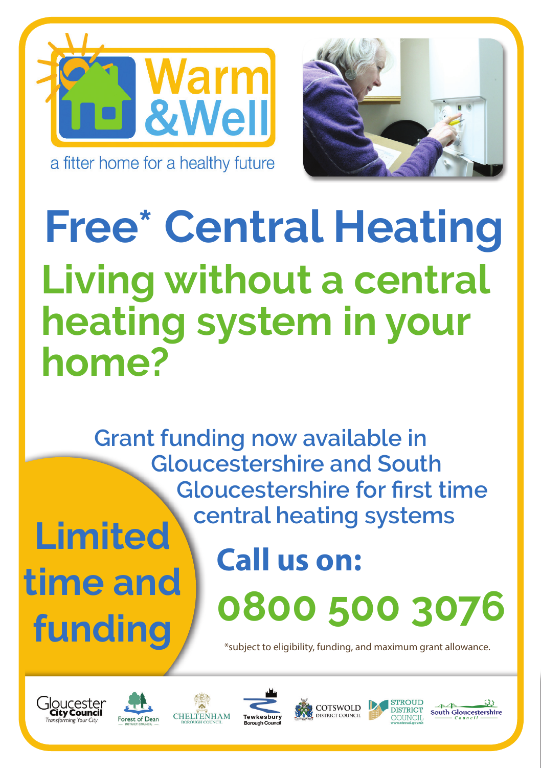Warm &Well

a fitter home for a healthy future

# Free* Central Heating

## Living without a central heating system in your home?

Grant funding now available in Gloucestershire and South Gloucestershire for first time central heating systems

**Limited time and funding**

**Call us on:**

**0800 500 3076**

*subject to eligibility, funding, and maximum grant allowance.

Gloucester City Council – Transforming Your City | Forest of Dean District Council | Cheltenham Borough Council | Tewkesbury Borough Council | Cotswold District Council | Stroud District Council – www.stroud.gov.uk | South Gloucestershire Council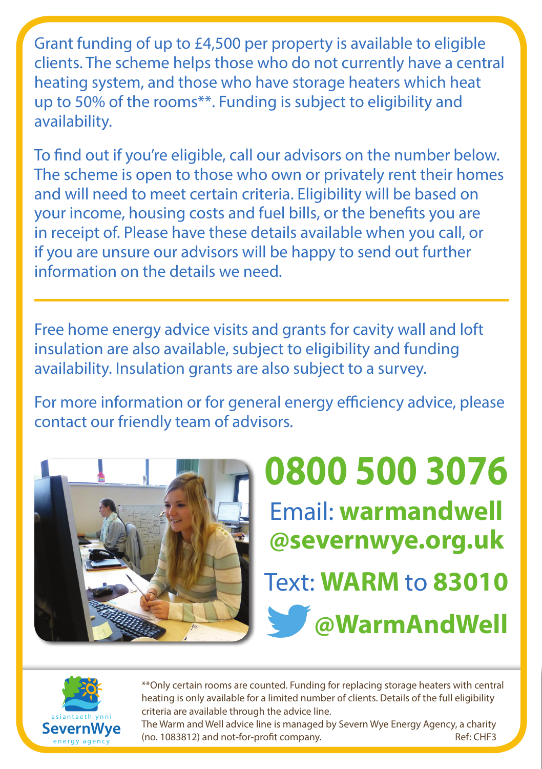Grant funding of up to £4,500 per property is available to eligible clients. The scheme helps those who do not currently have a central heating system, and those who have storage heaters which heat up to 50% of the rooms**. Funding is subject to eligibility and availability.

To find out if you're eligible, call our advisors on the number below. The scheme is open to those who own or privately rent their homes and will need to meet certain criteria. Eligibility will be based on your income, housing costs and fuel bills, or the benefits you are in receipt of. Please have these details available when you call, or if you are unsure our advisors will be happy to send out further information on the details we need.

---

Free home energy advice visits and grants for cavity wall and loft insulation are also available, subject to eligibility and funding availability. Insulation grants are also subject to a survey.

For more information or for general energy efficiency advice, please contact our friendly team of advisors.

**0800 500 3076**

Email: **warmandwell@severnwye.org.uk**

Text: **WARM** to **83010**

**@WarmAndWell**

asiantaeth ynni
SevernWye
energy agency

**Only certain rooms are counted. Funding for replacing storage heaters with central heating is only available for a limited number of clients. Details of the full eligibility criteria are available through the advice line.
The Warm and Well advice line is managed by Severn Wye Energy Agency, a charity (no. 1083812) and not-for-profit company. Ref: CHF3